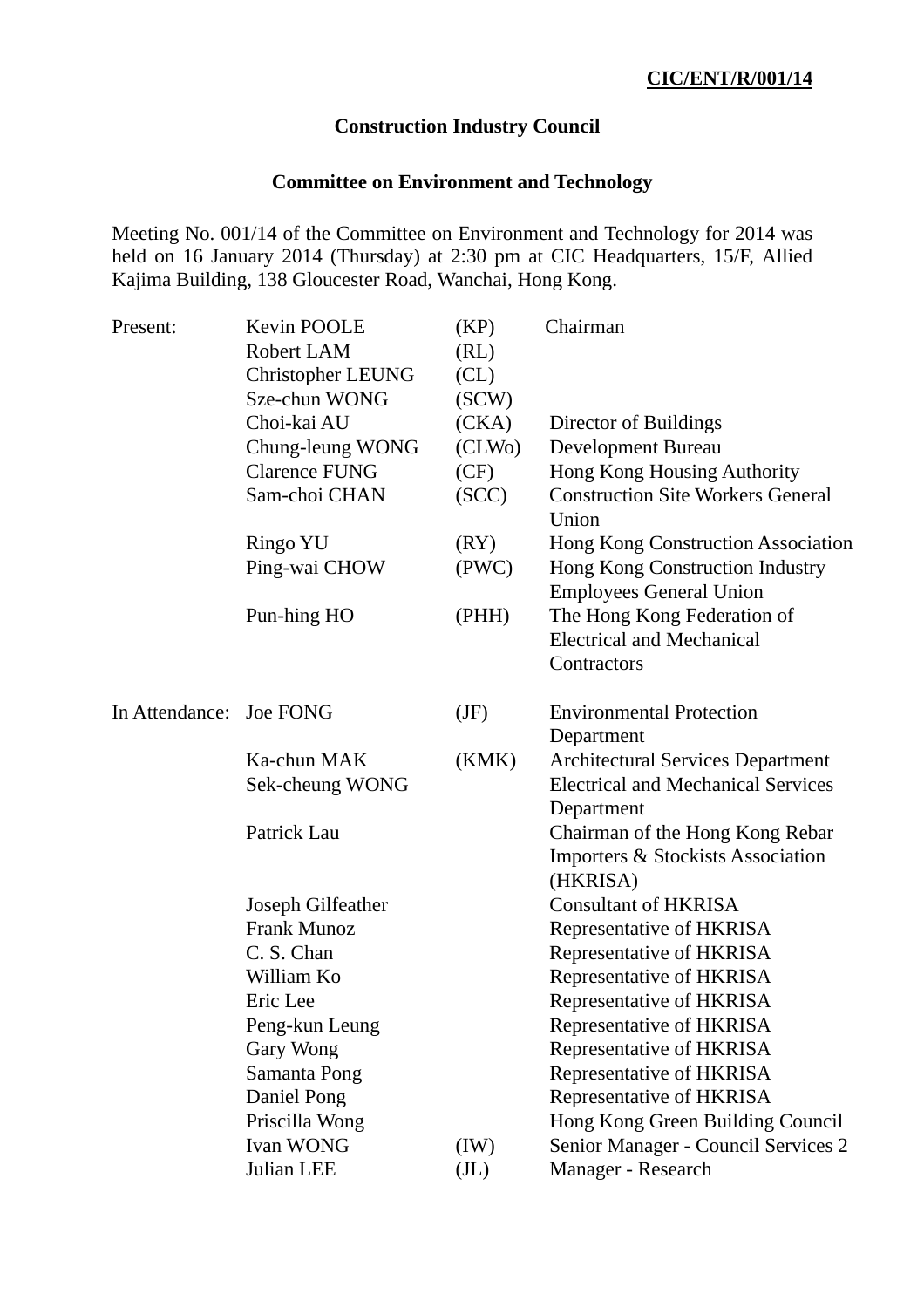**CIC/ENT/R/001/14**

# Construction Industry Council

## Committee on Environment and Technology

Meeting No. 001/14 of the Committee on Environment and Technology for 2014 was held on 16 January 2014 (Thursday) at 2:30 pm at CIC Headquarters, 15/F, Allied Kajima Building, 138 Gloucester Road, Wanchai, Hong Kong.

| | | | |
|---|---|---|---|
| Present: | Kevin POOLE | (KP) | Chairman |
| | Robert LAM | (RL) | |
| | Christopher LEUNG | (CL) | |
| | Sze-chun WONG | (SCW) | |
| | Choi-kai AU | (CKA) | Director of Buildings |
| | Chung-leung WONG | (CLWo) | Development Bureau |
| | Clarence FUNG | (CF) | Hong Kong Housing Authority |
| | Sam-choi CHAN | (SCC) | Construction Site Workers General Union |
| | Ringo YU | (RY) | Hong Kong Construction Association |
| | Ping-wai CHOW | (PWC) | Hong Kong Construction Industry Employees General Union |
| | Pun-hing HO | (PHH) | The Hong Kong Federation of Electrical and Mechanical Contractors |
| In Attendance: | Joe FONG | (JF) | Environmental Protection Department |
| | Ka-chun MAK | (KMK) | Architectural Services Department |
| | Sek-cheung WONG | | Electrical and Mechanical Services Department |
| | Patrick Lau | | Chairman of the Hong Kong Rebar Importers & Stockists Association (HKRISA) |
| | Joseph Gilfeather | | Consultant of HKRISA |
| | Frank Munoz | | Representative of HKRISA |
| | C. S. Chan | | Representative of HKRISA |
| | William Ko | | Representative of HKRISA |
| | Eric Lee | | Representative of HKRISA |
| | Peng-kun Leung | | Representative of HKRISA |
| | Gary Wong | | Representative of HKRISA |
| | Samanta Pong | | Representative of HKRISA |
| | Daniel Pong | | Representative of HKRISA |
| | Priscilla Wong | | Hong Kong Green Building Council |
| | Ivan WONG | (IW) | Senior Manager - Council Services 2 |
| | Julian LEE | (JL) | Manager - Research |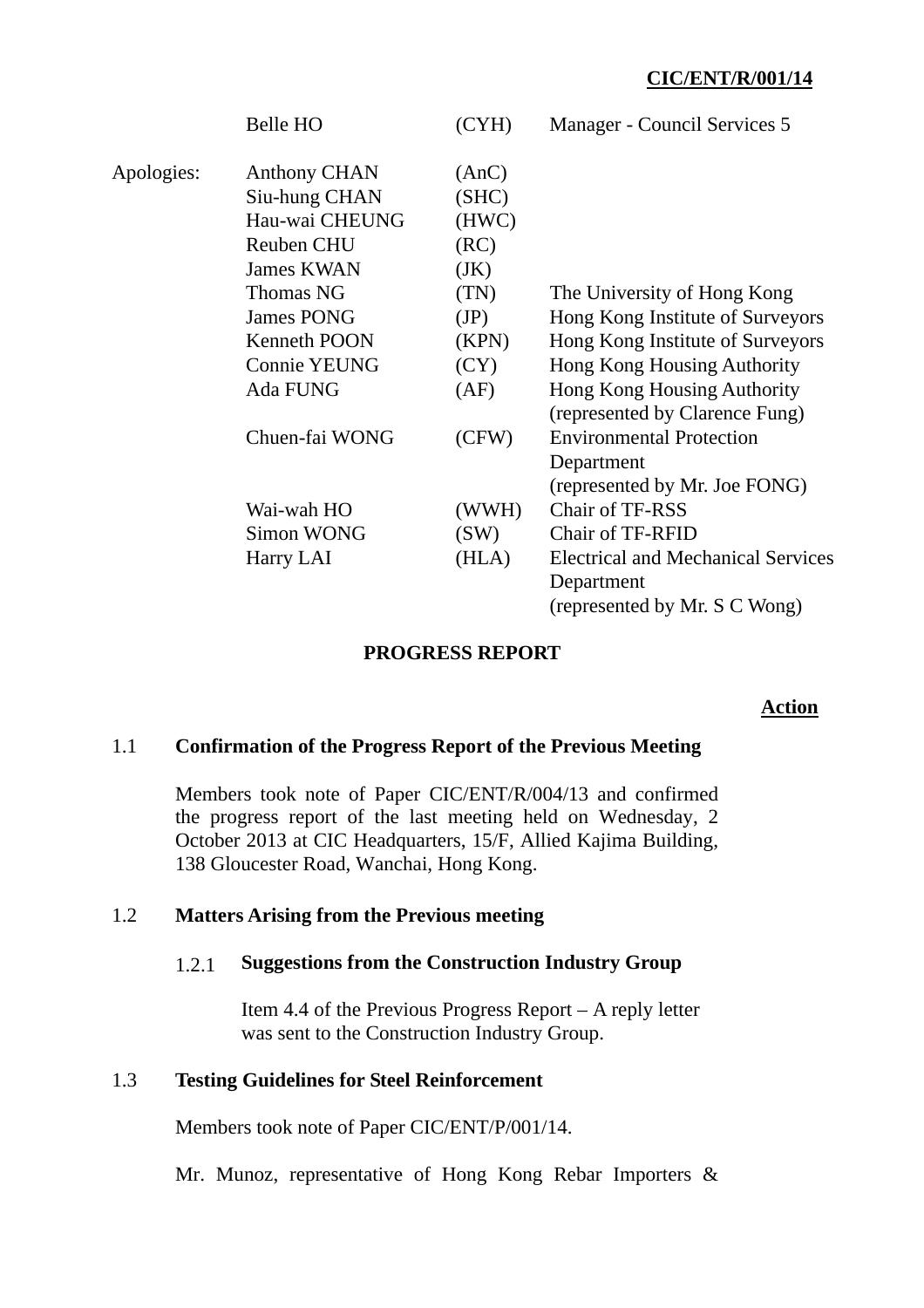**CIC/ENT/R/001/14**

| | | | |
|---|---|---|---|
| | Belle HO | (CYH) | Manager - Council Services 5 |
| Apologies: | Anthony CHAN | (AnC) | |
| | Siu-hung CHAN | (SHC) | |
| | Hau-wai CHEUNG | (HWC) | |
| | Reuben CHU | (RC) | |
| | James KWAN | (JK) | |
| | Thomas NG | (TN) | The University of Hong Kong |
| | James PONG | (JP) | Hong Kong Institute of Surveyors |
| | Kenneth POON | (KPN) | Hong Kong Institute of Surveyors |
| | Connie YEUNG | (CY) | Hong Kong Housing Authority |
| | Ada FUNG | (AF) | Hong Kong Housing Authority (represented by Clarence Fung) |
| | Chuen-fai WONG | (CFW) | Environmental Protection Department (represented by Mr. Joe FONG) |
| | Wai-wah HO | (WWH) | Chair of TF-RSS |
| | Simon WONG | (SW) | Chair of TF-RFID |
| | Harry LAI | (HLA) | Electrical and Mechanical Services Department (represented by Mr. S C Wong) |

## PROGRESS REPORT

**Action**

### 1.1 Confirmation of the Progress Report of the Previous Meeting

Members took note of Paper CIC/ENT/R/004/13 and confirmed the progress report of the last meeting held on Wednesday, 2 October 2013 at CIC Headquarters, 15/F, Allied Kajima Building, 138 Gloucester Road, Wanchai, Hong Kong.

### 1.2 Matters Arising from the Previous meeting

#### 1.2.1 Suggestions from the Construction Industry Group

Item 4.4 of the Previous Progress Report – A reply letter was sent to the Construction Industry Group.

### 1.3 Testing Guidelines for Steel Reinforcement

Members took note of Paper CIC/ENT/P/001/14.

Mr. Munoz, representative of Hong Kong Rebar Importers &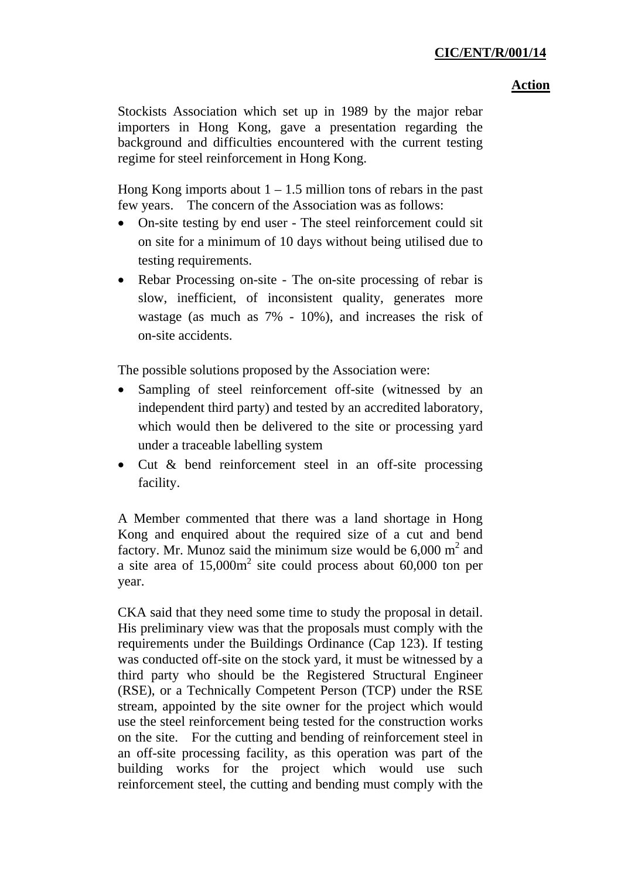**Action**

Stockists Association which set up in 1989 by the major rebar importers in Hong Kong, gave a presentation regarding the background and difficulties encountered with the current testing regime for steel reinforcement in Hong Kong.

Hong Kong imports about 1 – 1.5 million tons of rebars in the past few years. The concern of the Association was as follows:

- On-site testing by end user - The steel reinforcement could sit on site for a minimum of 10 days without being utilised due to testing requirements.
- Rebar Processing on-site - The on-site processing of rebar is slow, inefficient, of inconsistent quality, generates more wastage (as much as 7% - 10%), and increases the risk of on-site accidents.

The possible solutions proposed by the Association were:

- Sampling of steel reinforcement off-site (witnessed by an independent third party) and tested by an accredited laboratory, which would then be delivered to the site or processing yard under a traceable labelling system
- Cut & bend reinforcement steel in an off-site processing facility.

A Member commented that there was a land shortage in Hong Kong and enquired about the required size of a cut and bend factory. Mr. Munoz said the minimum size would be 6,000 $m^2$ and a site area of 15,000$m^2$ site could process about 60,000 ton per year.

CKA said that they need some time to study the proposal in detail. His preliminary view was that the proposals must comply with the requirements under the Buildings Ordinance (Cap 123). If testing was conducted off-site on the stock yard, it must be witnessed by a third party who should be the Registered Structural Engineer (RSE), or a Technically Competent Person (TCP) under the RSE stream, appointed by the site owner for the project which would use the steel reinforcement being tested for the construction works on the site. For the cutting and bending of reinforcement steel in an off-site processing facility, as this operation was part of the building works for the project which would use such reinforcement steel, the cutting and bending must comply with the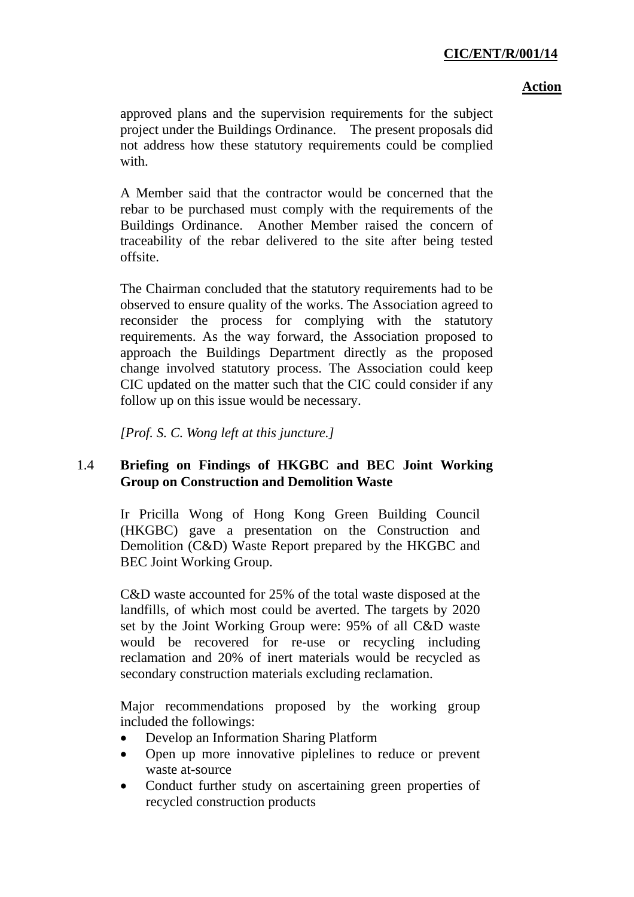approved plans and the supervision requirements for the subject project under the Buildings Ordinance. The present proposals did not address how these statutory requirements could be complied with.

A Member said that the contractor would be concerned that the rebar to be purchased must comply with the requirements of the Buildings Ordinance. Another Member raised the concern of traceability of the rebar delivered to the site after being tested offsite.

The Chairman concluded that the statutory requirements had to be observed to ensure quality of the works. The Association agreed to reconsider the process for complying with the statutory requirements. As the way forward, the Association proposed to approach the Buildings Department directly as the proposed change involved statutory process. The Association could keep CIC updated on the matter such that the CIC could consider if any follow up on this issue would be necessary.

*[Prof. S. C. Wong left at this juncture.]*

1.4 **Briefing on Findings of HKGBC and BEC Joint Working Group on Construction and Demolition Waste**

Ir Pricilla Wong of Hong Kong Green Building Council (HKGBC) gave a presentation on the Construction and Demolition (C&D) Waste Report prepared by the HKGBC and BEC Joint Working Group.

C&D waste accounted for 25% of the total waste disposed at the landfills, of which most could be averted. The targets by 2020 set by the Joint Working Group were: 95% of all C&D waste would be recovered for re-use or recycling including reclamation and 20% of inert materials would be recycled as secondary construction materials excluding reclamation.

Major recommendations proposed by the working group included the followings:

- Develop an Information Sharing Platform
- Open up more innovative piplelines to reduce or prevent waste at-source
- Conduct further study on ascertaining green properties of recycled construction products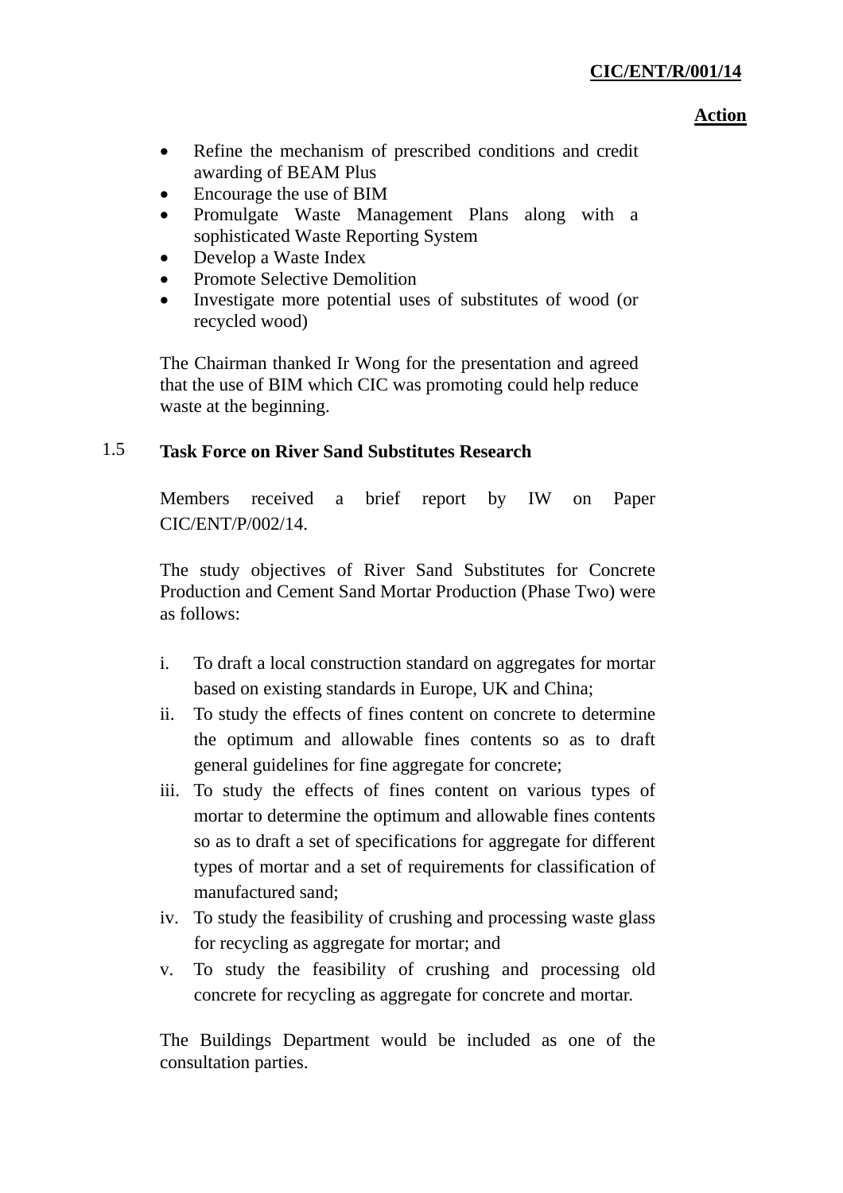**Action**

- Refine the mechanism of prescribed conditions and credit awarding of BEAM Plus
- Encourage the use of BIM
- Promulgate Waste Management Plans along with a sophisticated Waste Reporting System
- Develop a Waste Index
- Promote Selective Demolition
- Investigate more potential uses of substitutes of wood (or recycled wood)

The Chairman thanked Ir Wong for the presentation and agreed that the use of BIM which CIC was promoting could help reduce waste at the beginning.

1.5 **Task Force on River Sand Substitutes Research**

Members received a brief report by IW on Paper CIC/ENT/P/002/14.

The study objectives of River Sand Substitutes for Concrete Production and Cement Sand Mortar Production (Phase Two) were as follows:

i. To draft a local construction standard on aggregates for mortar based on existing standards in Europe, UK and China;

ii. To study the effects of fines content on concrete to determine the optimum and allowable fines contents so as to draft general guidelines for fine aggregate for concrete;

iii. To study the effects of fines content on various types of mortar to determine the optimum and allowable fines contents so as to draft a set of specifications for aggregate for different types of mortar and a set of requirements for classification of manufactured sand;

iv. To study the feasibility of crushing and processing waste glass for recycling as aggregate for mortar; and

v. To study the feasibility of crushing and processing old concrete for recycling as aggregate for concrete and mortar.

The Buildings Department would be included as one of the consultation parties.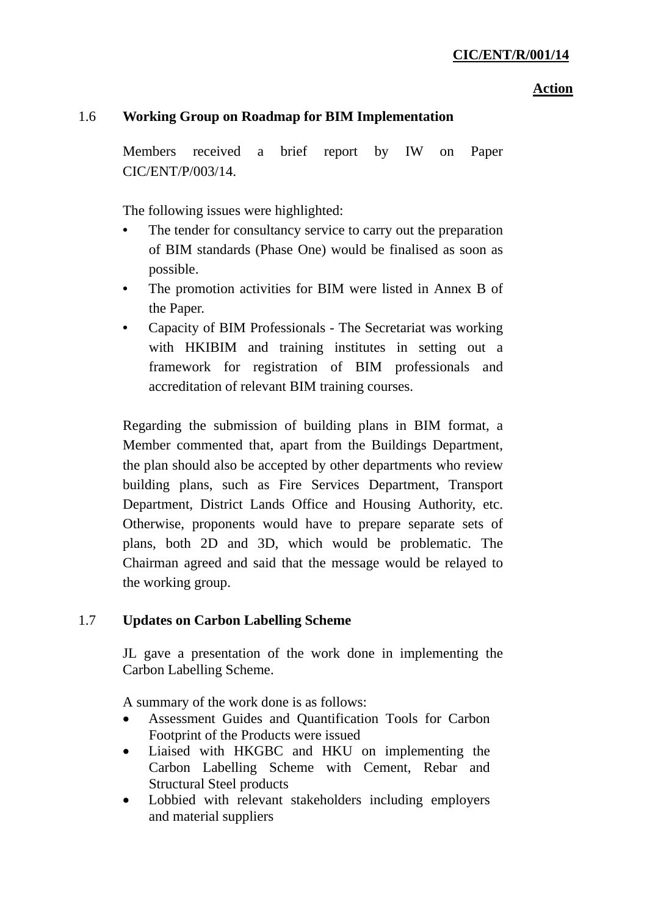**Action**

### 1.6 Working Group on Roadmap for BIM Implementation

Members received a brief report by IW on Paper CIC/ENT/P/003/14.

The following issues were highlighted:

- The tender for consultancy service to carry out the preparation of BIM standards (Phase One) would be finalised as soon as possible.
- The promotion activities for BIM were listed in Annex B of the Paper.
- Capacity of BIM Professionals - The Secretariat was working with HKIBIM and training institutes in setting out a framework for registration of BIM professionals and accreditation of relevant BIM training courses.

Regarding the submission of building plans in BIM format, a Member commented that, apart from the Buildings Department, the plan should also be accepted by other departments who review building plans, such as Fire Services Department, Transport Department, District Lands Office and Housing Authority, etc. Otherwise, proponents would have to prepare separate sets of plans, both 2D and 3D, which would be problematic. The Chairman agreed and said that the message would be relayed to the working group.

### 1.7 Updates on Carbon Labelling Scheme

JL gave a presentation of the work done in implementing the Carbon Labelling Scheme.

A summary of the work done is as follows:

- Assessment Guides and Quantification Tools for Carbon Footprint of the Products were issued
- Liaised with HKGBC and HKU on implementing the Carbon Labelling Scheme with Cement, Rebar and Structural Steel products
- Lobbied with relevant stakeholders including employers and material suppliers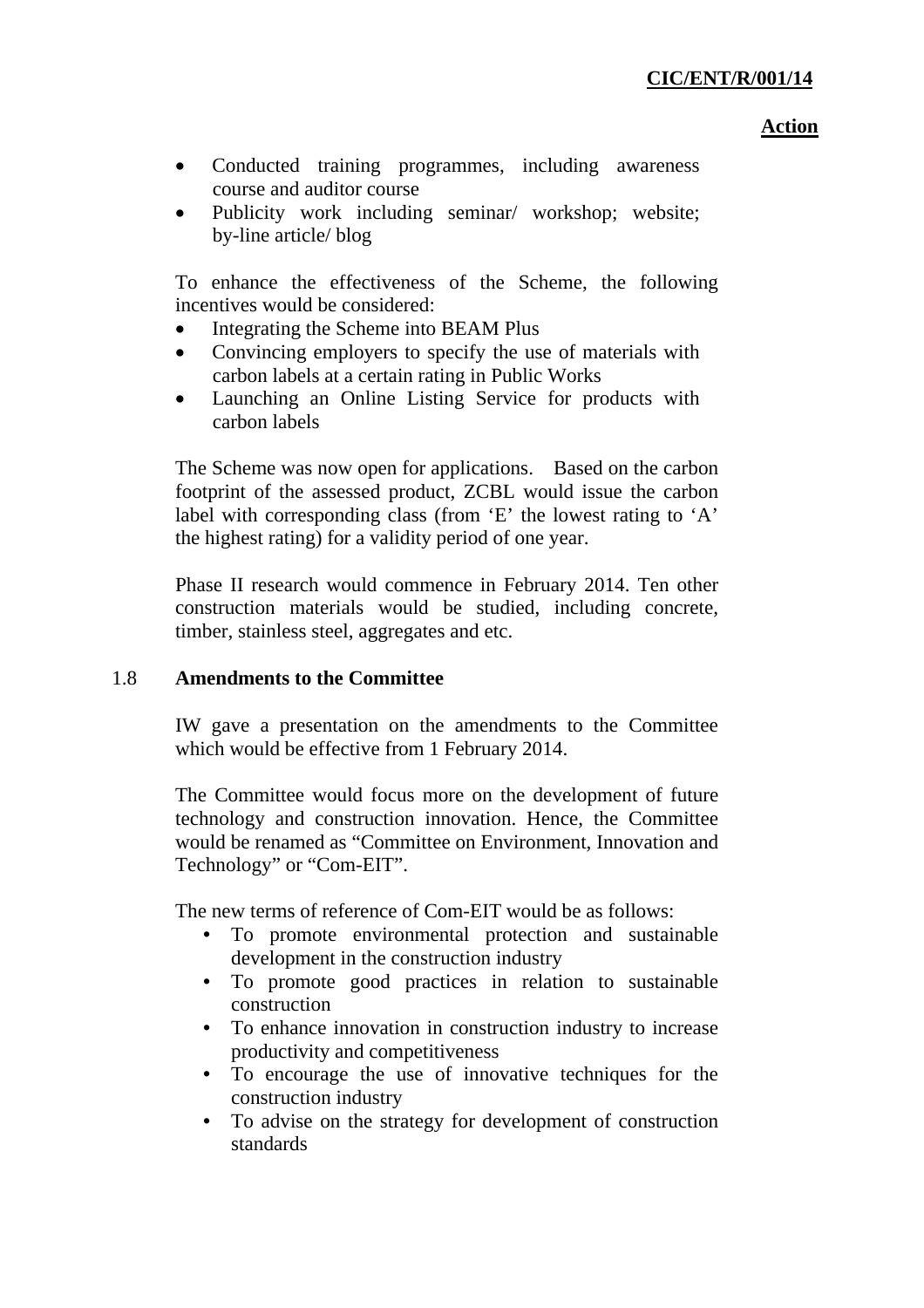**Action**

- Conducted training programmes, including awareness course and auditor course
- Publicity work including seminar/ workshop; website; by-line article/ blog

To enhance the effectiveness of the Scheme, the following incentives would be considered:

- Integrating the Scheme into BEAM Plus
- Convincing employers to specify the use of materials with carbon labels at a certain rating in Public Works
- Launching an Online Listing Service for products with carbon labels

The Scheme was now open for applications. Based on the carbon footprint of the assessed product, ZCBL would issue the carbon label with corresponding class (from 'E' the lowest rating to 'A' the highest rating) for a validity period of one year.

Phase II research would commence in February 2014. Ten other construction materials would be studied, including concrete, timber, stainless steel, aggregates and etc.

1.8 **Amendments to the Committee**

IW gave a presentation on the amendments to the Committee which would be effective from 1 February 2014.

The Committee would focus more on the development of future technology and construction innovation. Hence, the Committee would be renamed as "Committee on Environment, Innovation and Technology" or "Com-EIT".

The new terms of reference of Com-EIT would be as follows:

- To promote environmental protection and sustainable development in the construction industry
- To promote good practices in relation to sustainable construction
- To enhance innovation in construction industry to increase productivity and competitiveness
- To encourage the use of innovative techniques for the construction industry
- To advise on the strategy for development of construction standards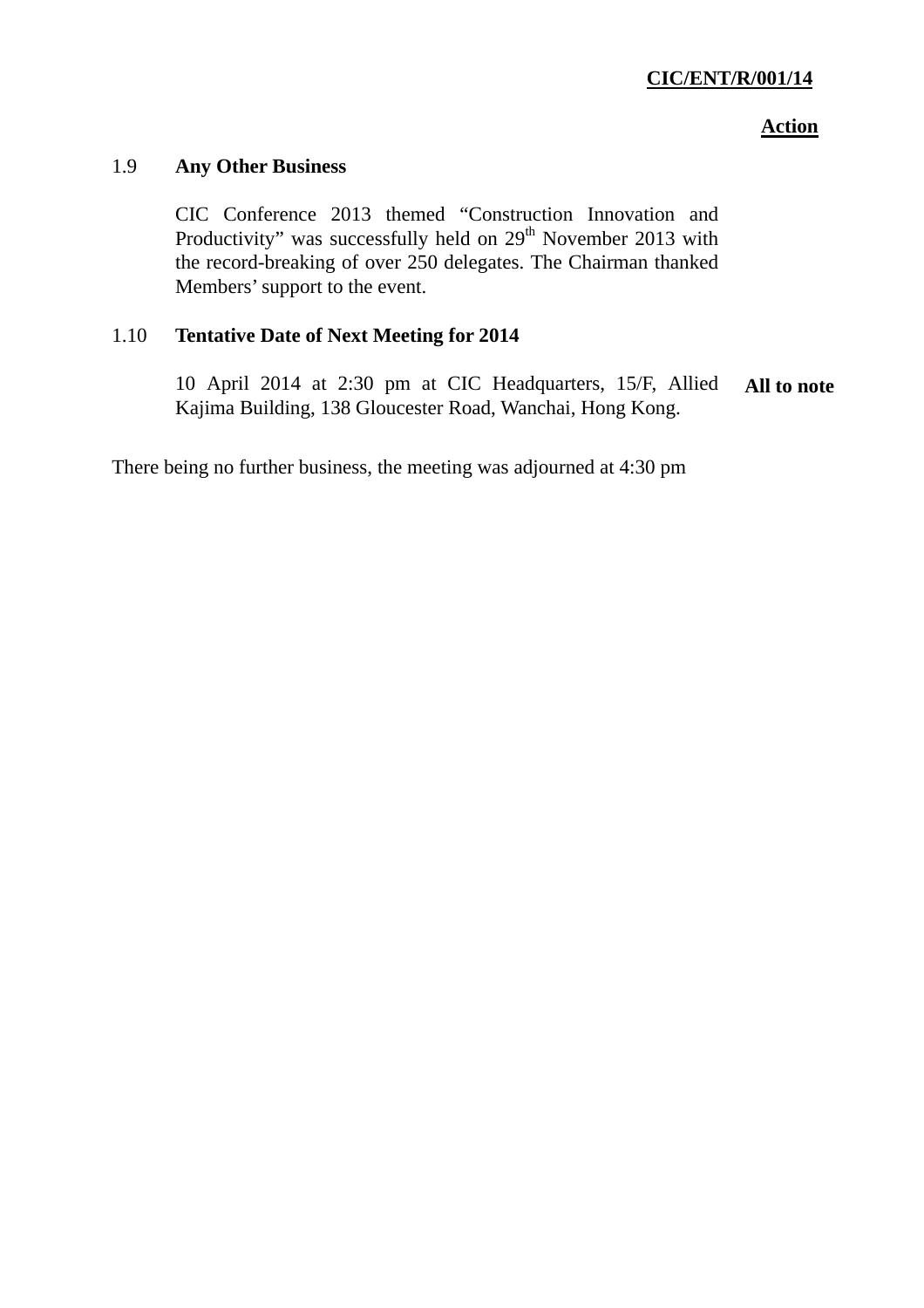**Action**

1.9 **Any Other Business**

CIC Conference 2013 themed “Construction Innovation and Productivity” was successfully held on 29th November 2013 with the record-breaking of over 250 delegates. The Chairman thanked Members’ support to the event.

1.10 **Tentative Date of Next Meeting for 2014**

10 April 2014 at 2:30 pm at CIC Headquarters, 15/F, Allied Kajima Building, 138 Gloucester Road, Wanchai, Hong Kong. — **All to note**

There being no further business, the meeting was adjourned at 4:30 pm